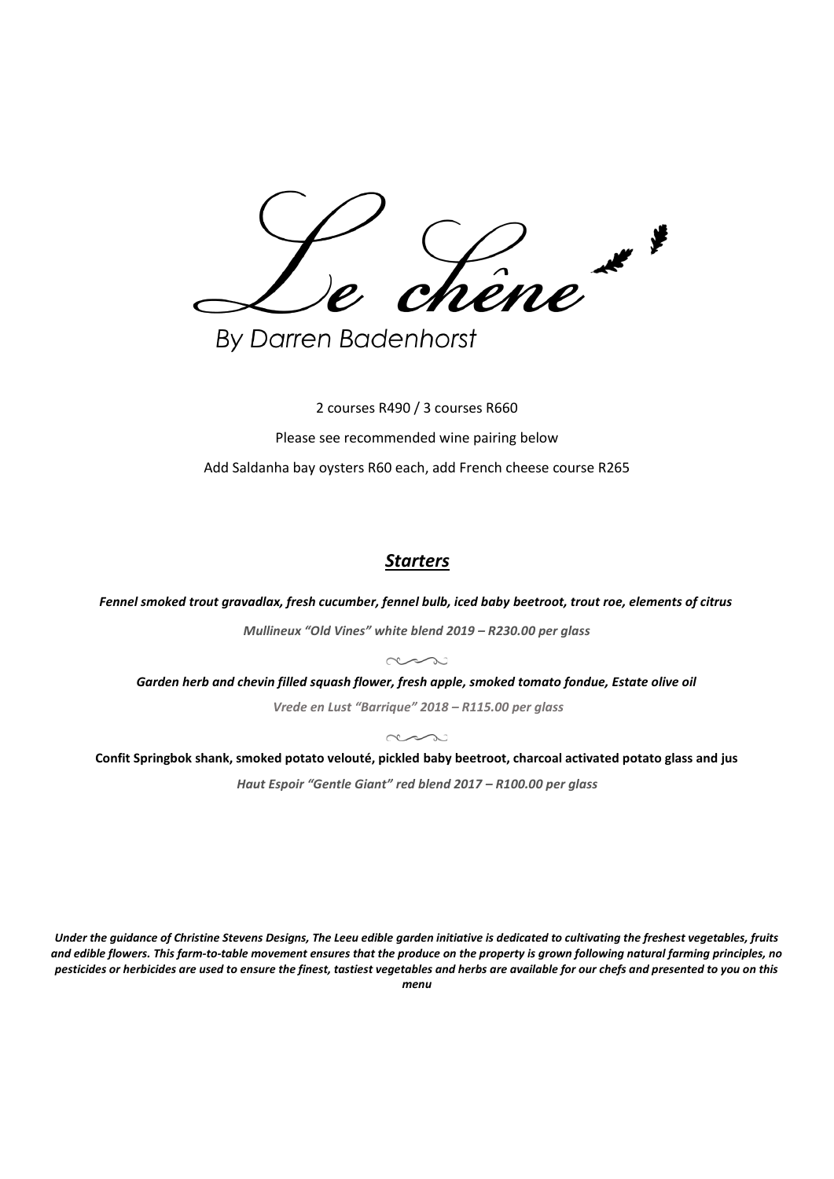# Le chêne

By Darren Badenhorst

2 courses R490 / 3 courses R660

Please see recommended wine pairing below

Add Saldanha bay oysters R60 each, add French cheese course R265

## ***Starters***

***Fennel smoked trout gravadlax, fresh cucumber, fennel bulb, iced baby beetroot, trout roe, elements of citrus***

***Mullineux "Old Vines" white blend 2019 – R230.00 per glass***

***Garden herb and chevin filled squash flower, fresh apple, smoked tomato fondue, Estate olive oil***

***Vrede en Lust "Barrique" 2018 – R115.00 per glass***

**Confit Springbok shank, smoked potato velouté, pickled baby beetroot, charcoal activated potato glass and jus**

***Haut Espoir "Gentle Giant" red blend 2017 – R100.00 per glass***

***Under the guidance of Christine Stevens Designs, The Leeu edible garden initiative is dedicated to cultivating the freshest vegetables, fruits and edible flowers. This farm-to-table movement ensures that the produce on the property is grown following natural farming principles, no pesticides or herbicides are used to ensure the finest, tastiest vegetables and herbs are available for our chefs and presented to you on this menu***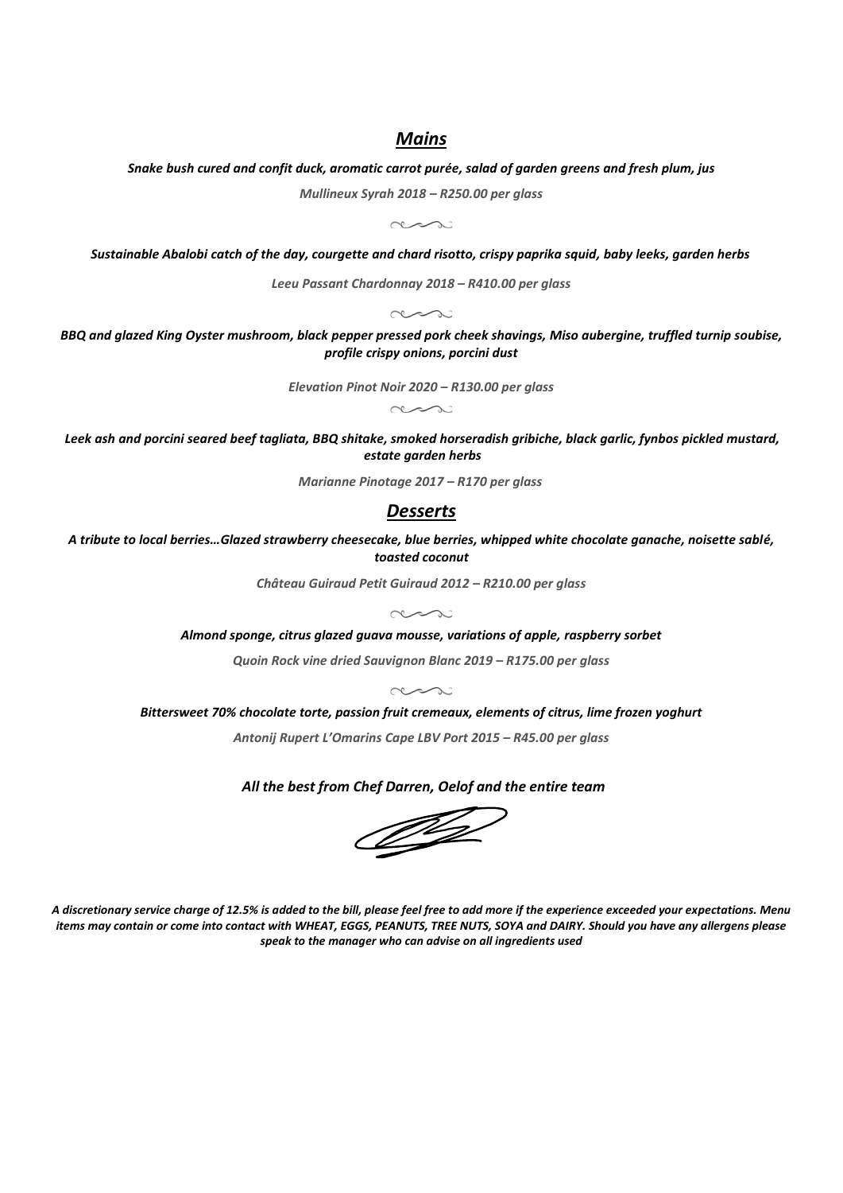## ***Mains***

***Snake bush cured and confit duck, aromatic carrot purée, salad of garden greens and fresh plum, jus***

*Mullineux Syrah 2018 – R250.00 per glass*

***Sustainable Abalobi catch of the day, courgette and chard risotto, crispy paprika squid, baby leeks, garden herbs***

*Leeu Passant Chardonnay 2018 – R410.00 per glass*

***BBQ and glazed King Oyster mushroom, black pepper pressed pork cheek shavings, Miso aubergine, truffled turnip soubise, profile crispy onions, porcini dust***

*Elevation Pinot Noir 2020 – R130.00 per glass*

***Leek ash and porcini seared beef tagliata, BBQ shitake, smoked horseradish gribiche, black garlic, fynbos pickled mustard, estate garden herbs***

*Marianne Pinotage 2017 – R170 per glass*

## ***Desserts***

***A tribute to local berries…Glazed strawberry cheesecake, blue berries, whipped white chocolate ganache, noisette sablé, toasted coconut***

*Château Guiraud Petit Guiraud 2012 – R210.00 per glass*

***Almond sponge, citrus glazed guava mousse, variations of apple, raspberry sorbet***

*Quoin Rock vine dried Sauvignon Blanc 2019 – R175.00 per glass*

***Bittersweet 70% chocolate torte, passion fruit cremeaux, elements of citrus, lime frozen yoghurt***

*Antonij Rupert L'Omarins Cape LBV Port 2015 – R45.00 per glass*

***All the best from Chef Darren, Oelof and the entire team***

***A discretionary service charge of 12.5% is added to the bill, please feel free to add more if the experience exceeded your expectations. Menu items may contain or come into contact with WHEAT, EGGS, PEANUTS, TREE NUTS, SOYA and DAIRY. Should you have any allergens please speak to the manager who can advise on all ingredients used***